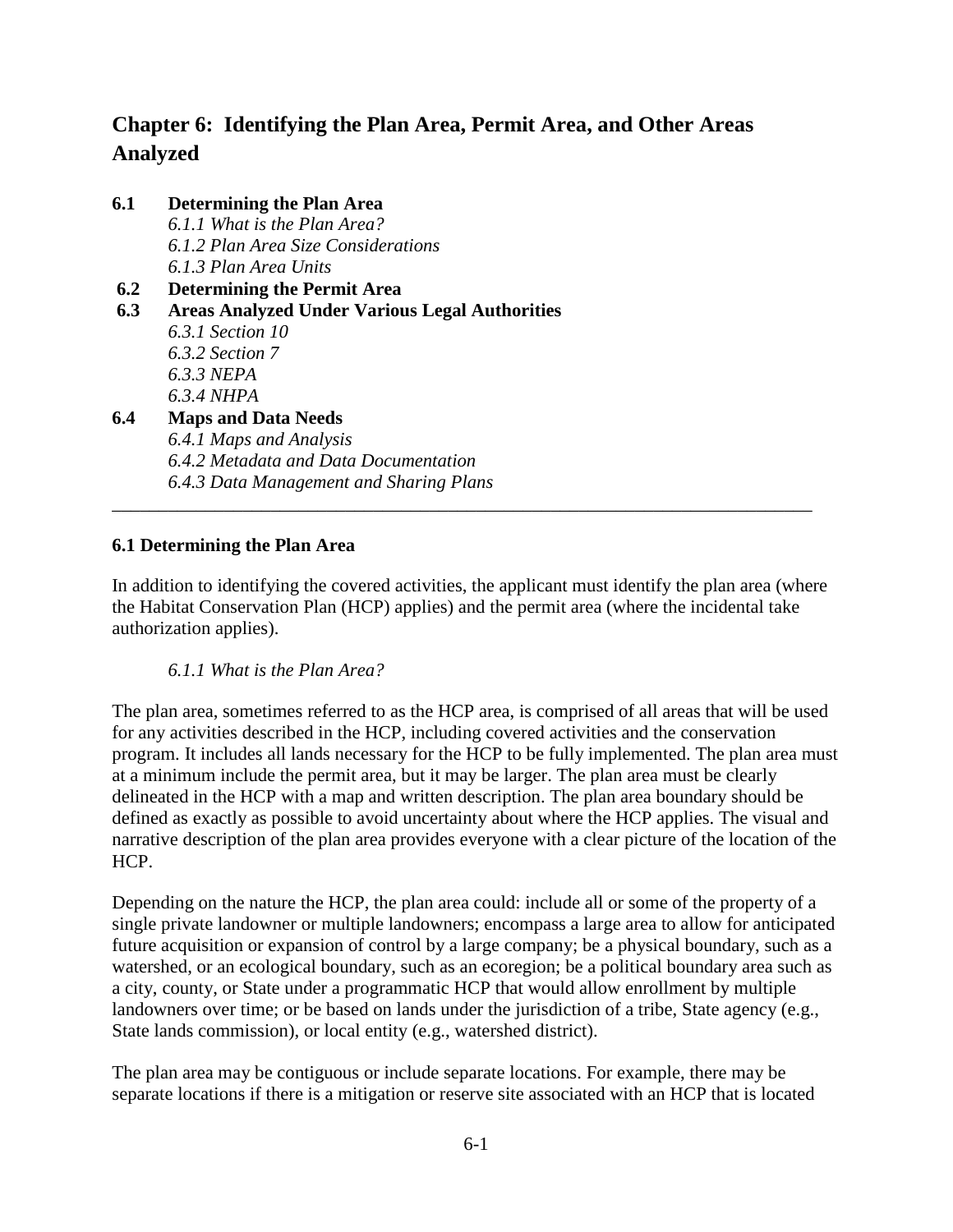# Chapter 6: Identifying the Plan Area, Permit Area, and Other Areas Analyzed

**6.1 Determining the Plan Area**
- *6.1.1 What is the Plan Area?*
- *6.1.2 Plan Area Size Considerations*
- *6.1.3 Plan Area Units*

**6.2 Determining the Permit Area**

**6.3 Areas Analyzed Under Various Legal Authorities**
- *6.3.1 Section 10*
- *6.3.2 Section 7*
- *6.3.3 NEPA*
- *6.3.4 NHPA*

**6.4 Maps and Data Needs**
- *6.4.1 Maps and Analysis*
- *6.4.2 Metadata and Data Documentation*
- *6.4.3 Data Management and Sharing Plans*

---

## 6.1 Determining the Plan Area

In addition to identifying the covered activities, the applicant must identify the plan area (where the Habitat Conservation Plan (HCP) applies) and the permit area (where the incidental take authorization applies).

### *6.1.1 What is the Plan Area?*

The plan area, sometimes referred to as the HCP area, is comprised of all areas that will be used for any activities described in the HCP, including covered activities and the conservation program. It includes all lands necessary for the HCP to be fully implemented. The plan area must at a minimum include the permit area, but it may be larger. The plan area must be clearly delineated in the HCP with a map and written description. The plan area boundary should be defined as exactly as possible to avoid uncertainty about where the HCP applies. The visual and narrative description of the plan area provides everyone with a clear picture of the location of the HCP.

Depending on the nature the HCP, the plan area could: include all or some of the property of a single private landowner or multiple landowners; encompass a large area to allow for anticipated future acquisition or expansion of control by a large company; be a physical boundary, such as a watershed, or an ecological boundary, such as an ecoregion; be a political boundary area such as a city, county, or State under a programmatic HCP that would allow enrollment by multiple landowners over time; or be based on lands under the jurisdiction of a tribe, State agency (e.g., State lands commission), or local entity (e.g., watershed district).

The plan area may be contiguous or include separate locations. For example, there may be separate locations if there is a mitigation or reserve site associated with an HCP that is located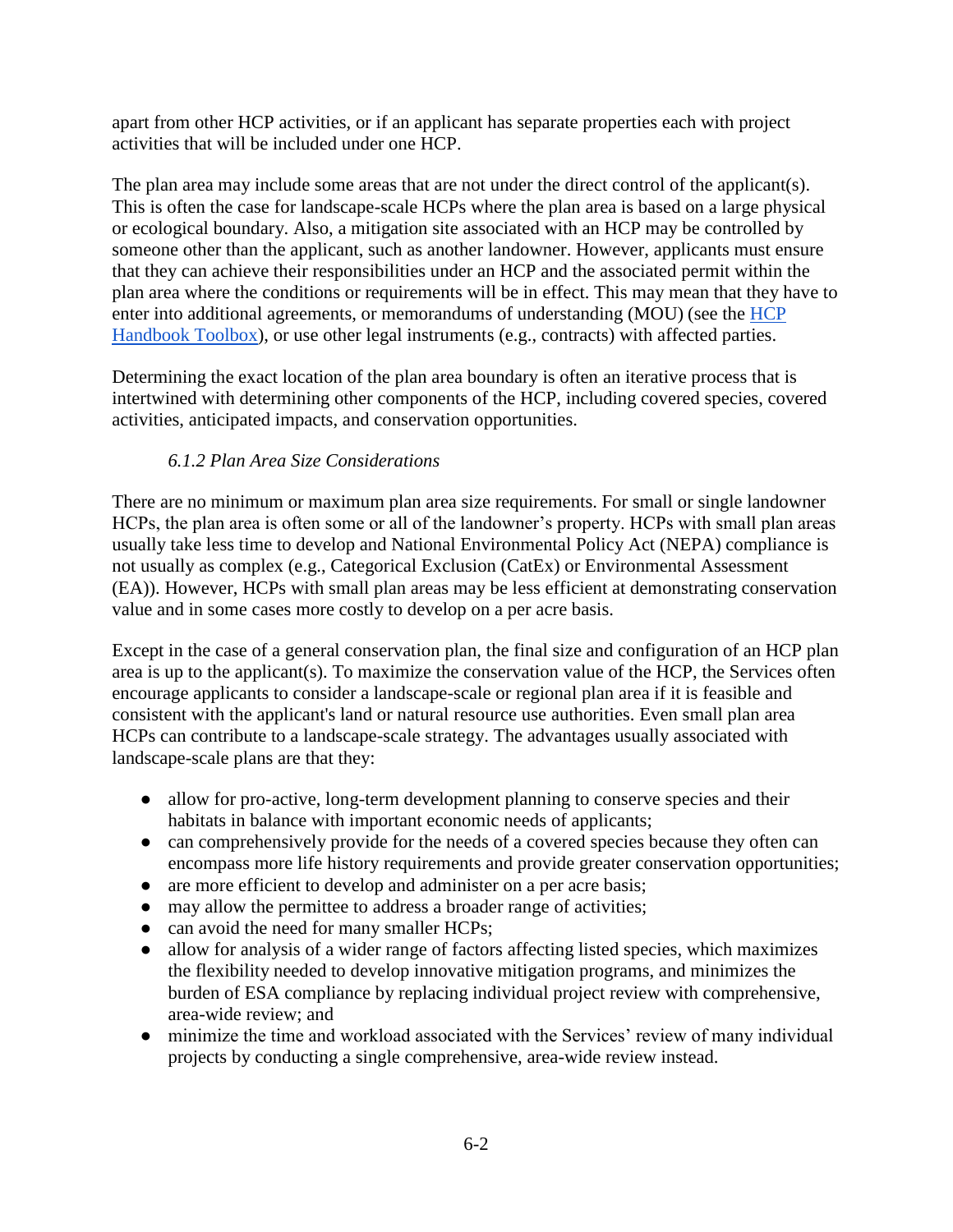apart from other HCP activities, or if an applicant has separate properties each with project activities that will be included under one HCP.

The plan area may include some areas that are not under the direct control of the applicant(s). This is often the case for landscape-scale HCPs where the plan area is based on a large physical or ecological boundary. Also, a mitigation site associated with an HCP may be controlled by someone other than the applicant, such as another landowner. However, applicants must ensure that they can achieve their responsibilities under an HCP and the associated permit within the plan area where the conditions or requirements will be in effect. This may mean that they have to enter into additional agreements, or memorandums of understanding (MOU) (see the HCP Handbook Toolbox), or use other legal instruments (e.g., contracts) with affected parties.

Determining the exact location of the plan area boundary is often an iterative process that is intertwined with determining other components of the HCP, including covered species, covered activities, anticipated impacts, and conservation opportunities.

### *6.1.2 Plan Area Size Considerations*

There are no minimum or maximum plan area size requirements. For small or single landowner HCPs, the plan area is often some or all of the landowner's property. HCPs with small plan areas usually take less time to develop and National Environmental Policy Act (NEPA) compliance is not usually as complex (e.g., Categorical Exclusion (CatEx) or Environmental Assessment (EA)). However, HCPs with small plan areas may be less efficient at demonstrating conservation value and in some cases more costly to develop on a per acre basis.

Except in the case of a general conservation plan, the final size and configuration of an HCP plan area is up to the applicant(s). To maximize the conservation value of the HCP, the Services often encourage applicants to consider a landscape-scale or regional plan area if it is feasible and consistent with the applicant's land or natural resource use authorities. Even small plan area HCPs can contribute to a landscape-scale strategy. The advantages usually associated with landscape-scale plans are that they:

- allow for pro-active, long-term development planning to conserve species and their habitats in balance with important economic needs of applicants;
- can comprehensively provide for the needs of a covered species because they often can encompass more life history requirements and provide greater conservation opportunities;
- are more efficient to develop and administer on a per acre basis;
- may allow the permittee to address a broader range of activities;
- can avoid the need for many smaller HCPs;
- allow for analysis of a wider range of factors affecting listed species, which maximizes the flexibility needed to develop innovative mitigation programs, and minimizes the burden of ESA compliance by replacing individual project review with comprehensive, area-wide review; and
- minimize the time and workload associated with the Services' review of many individual projects by conducting a single comprehensive, area-wide review instead.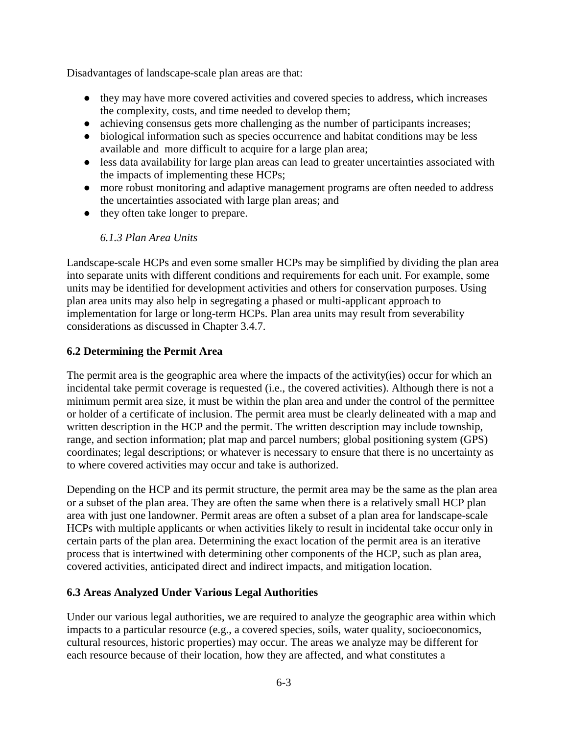Disadvantages of landscape-scale plan areas are that:

- they may have more covered activities and covered species to address, which increases the complexity, costs, and time needed to develop them;
- achieving consensus gets more challenging as the number of participants increases;
- biological information such as species occurrence and habitat conditions may be less available and more difficult to acquire for a large plan area;
- less data availability for large plan areas can lead to greater uncertainties associated with the impacts of implementing these HCPs;
- more robust monitoring and adaptive management programs are often needed to address the uncertainties associated with large plan areas; and
- they often take longer to prepare.

### *6.1.3 Plan Area Units*

Landscape-scale HCPs and even some smaller HCPs may be simplified by dividing the plan area into separate units with different conditions and requirements for each unit. For example, some units may be identified for development activities and others for conservation purposes. Using plan area units may also help in segregating a phased or multi-applicant approach to implementation for large or long-term HCPs. Plan area units may result from severability considerations as discussed in Chapter 3.4.7.

## 6.2 Determining the Permit Area

The permit area is the geographic area where the impacts of the activity(ies) occur for which an incidental take permit coverage is requested (i.e., the covered activities). Although there is not a minimum permit area size, it must be within the plan area and under the control of the permittee or holder of a certificate of inclusion. The permit area must be clearly delineated with a map and written description in the HCP and the permit. The written description may include township, range, and section information; plat map and parcel numbers; global positioning system (GPS) coordinates; legal descriptions; or whatever is necessary to ensure that there is no uncertainty as to where covered activities may occur and take is authorized.

Depending on the HCP and its permit structure, the permit area may be the same as the plan area or a subset of the plan area. They are often the same when there is a relatively small HCP plan area with just one landowner. Permit areas are often a subset of a plan area for landscape-scale HCPs with multiple applicants or when activities likely to result in incidental take occur only in certain parts of the plan area. Determining the exact location of the permit area is an iterative process that is intertwined with determining other components of the HCP, such as plan area, covered activities, anticipated direct and indirect impacts, and mitigation location.

## 6.3 Areas Analyzed Under Various Legal Authorities

Under our various legal authorities, we are required to analyze the geographic area within which impacts to a particular resource (e.g., a covered species, soils, water quality, socioeconomics, cultural resources, historic properties) may occur. The areas we analyze may be different for each resource because of their location, how they are affected, and what constitutes a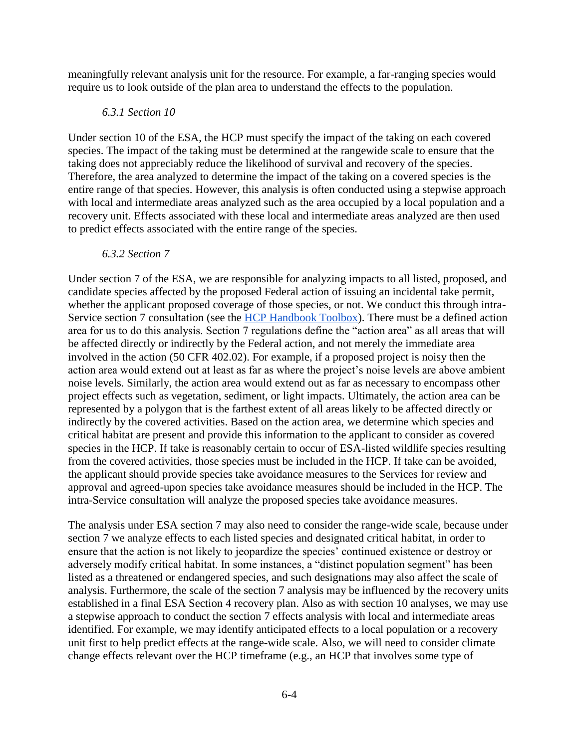meaningfully relevant analysis unit for the resource. For example, a far-ranging species would require us to look outside of the plan area to understand the effects to the population.

### *6.3.1 Section 10*

Under section 10 of the ESA, the HCP must specify the impact of the taking on each covered species. The impact of the taking must be determined at the rangewide scale to ensure that the taking does not appreciably reduce the likelihood of survival and recovery of the species. Therefore, the area analyzed to determine the impact of the taking on a covered species is the entire range of that species. However, this analysis is often conducted using a stepwise approach with local and intermediate areas analyzed such as the area occupied by a local population and a recovery unit. Effects associated with these local and intermediate areas analyzed are then used to predict effects associated with the entire range of the species.

### *6.3.2 Section 7*

Under section 7 of the ESA, we are responsible for analyzing impacts to all listed, proposed, and candidate species affected by the proposed Federal action of issuing an incidental take permit, whether the applicant proposed coverage of those species, or not. We conduct this through intra-Service section 7 consultation (see the [HCP Handbook Toolbox]). There must be a defined action area for us to do this analysis. Section 7 regulations define the "action area" as all areas that will be affected directly or indirectly by the Federal action, and not merely the immediate area involved in the action (50 CFR 402.02). For example, if a proposed project is noisy then the action area would extend out at least as far as where the project's noise levels are above ambient noise levels. Similarly, the action area would extend out as far as necessary to encompass other project effects such as vegetation, sediment, or light impacts. Ultimately, the action area can be represented by a polygon that is the farthest extent of all areas likely to be affected directly or indirectly by the covered activities. Based on the action area, we determine which species and critical habitat are present and provide this information to the applicant to consider as covered species in the HCP. If take is reasonably certain to occur of ESA-listed wildlife species resulting from the covered activities, those species must be included in the HCP. If take can be avoided, the applicant should provide species take avoidance measures to the Services for review and approval and agreed-upon species take avoidance measures should be included in the HCP. The intra-Service consultation will analyze the proposed species take avoidance measures.

The analysis under ESA section 7 may also need to consider the range-wide scale, because under section 7 we analyze effects to each listed species and designated critical habitat, in order to ensure that the action is not likely to jeopardize the species' continued existence or destroy or adversely modify critical habitat. In some instances, a "distinct population segment" has been listed as a threatened or endangered species, and such designations may also affect the scale of analysis. Furthermore, the scale of the section 7 analysis may be influenced by the recovery units established in a final ESA Section 4 recovery plan. Also as with section 10 analyses, we may use a stepwise approach to conduct the section 7 effects analysis with local and intermediate areas identified. For example, we may identify anticipated effects to a local population or a recovery unit first to help predict effects at the range-wide scale. Also, we will need to consider climate change effects relevant over the HCP timeframe (e.g., an HCP that involves some type of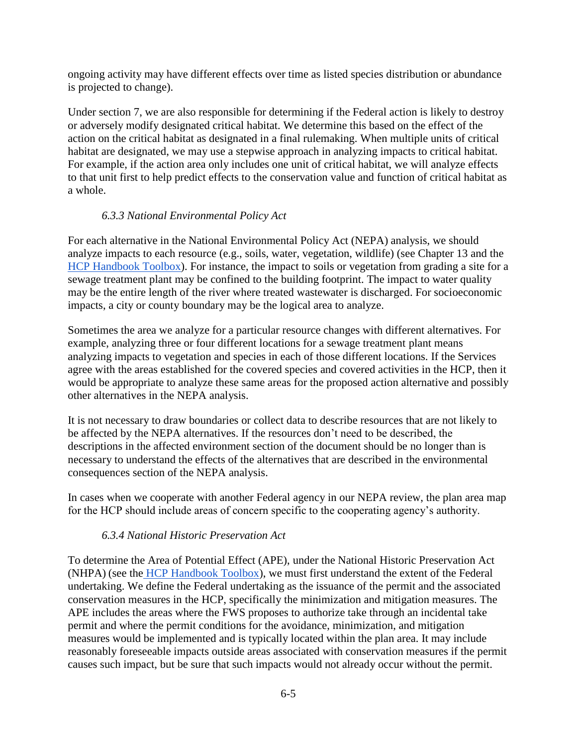ongoing activity may have different effects over time as listed species distribution or abundance is projected to change).

Under section 7, we are also responsible for determining if the Federal action is likely to destroy or adversely modify designated critical habitat. We determine this based on the effect of the action on the critical habitat as designated in a final rulemaking. When multiple units of critical habitat are designated, we may use a stepwise approach in analyzing impacts to critical habitat. For example, if the action area only includes one unit of critical habitat, we will analyze effects to that unit first to help predict effects to the conservation value and function of critical habitat as a whole.

### *6.3.3 National Environmental Policy Act*

For each alternative in the National Environmental Policy Act (NEPA) analysis, we should analyze impacts to each resource (e.g., soils, water, vegetation, wildlife) (see Chapter 13 and the HCP Handbook Toolbox). For instance, the impact to soils or vegetation from grading a site for a sewage treatment plant may be confined to the building footprint. The impact to water quality may be the entire length of the river where treated wastewater is discharged. For socioeconomic impacts, a city or county boundary may be the logical area to analyze.

Sometimes the area we analyze for a particular resource changes with different alternatives. For example, analyzing three or four different locations for a sewage treatment plant means analyzing impacts to vegetation and species in each of those different locations. If the Services agree with the areas established for the covered species and covered activities in the HCP, then it would be appropriate to analyze these same areas for the proposed action alternative and possibly other alternatives in the NEPA analysis.

It is not necessary to draw boundaries or collect data to describe resources that are not likely to be affected by the NEPA alternatives. If the resources don't need to be described, the descriptions in the affected environment section of the document should be no longer than is necessary to understand the effects of the alternatives that are described in the environmental consequences section of the NEPA analysis.

In cases when we cooperate with another Federal agency in our NEPA review, the plan area map for the HCP should include areas of concern specific to the cooperating agency's authority.

### *6.3.4 National Historic Preservation Act*

To determine the Area of Potential Effect (APE), under the National Historic Preservation Act (NHPA) (see the HCP Handbook Toolbox), we must first understand the extent of the Federal undertaking. We define the Federal undertaking as the issuance of the permit and the associated conservation measures in the HCP, specifically the minimization and mitigation measures. The APE includes the areas where the FWS proposes to authorize take through an incidental take permit and where the permit conditions for the avoidance, minimization, and mitigation measures would be implemented and is typically located within the plan area. It may include reasonably foreseeable impacts outside areas associated with conservation measures if the permit causes such impact, but be sure that such impacts would not already occur without the permit.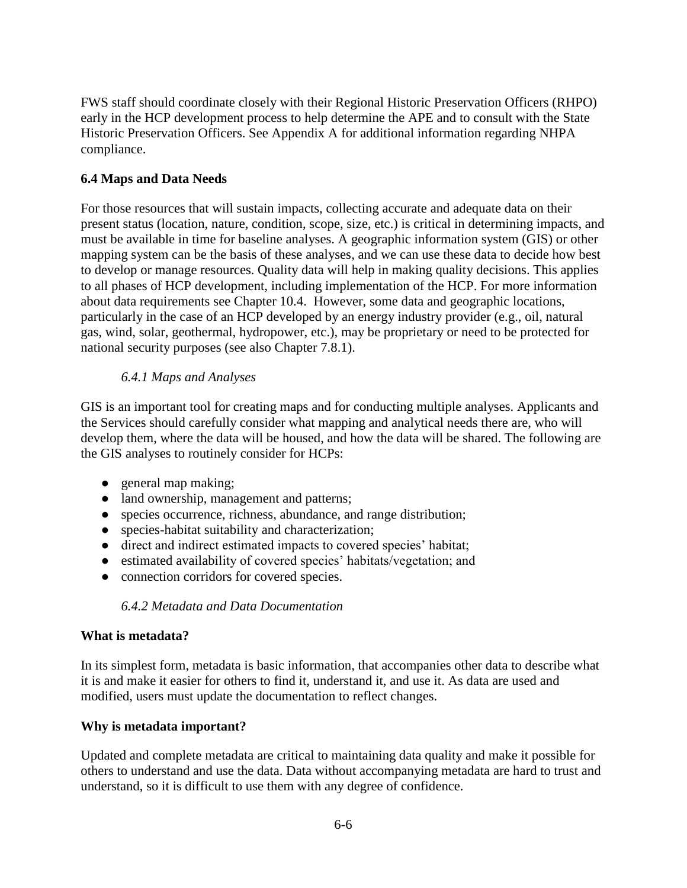FWS staff should coordinate closely with their Regional Historic Preservation Officers (RHPO) early in the HCP development process to help determine the APE and to consult with the State Historic Preservation Officers. See Appendix A for additional information regarding NHPA compliance.

## 6.4 Maps and Data Needs

For those resources that will sustain impacts, collecting accurate and adequate data on their present status (location, nature, condition, scope, size, etc.) is critical in determining impacts, and must be available in time for baseline analyses. A geographic information system (GIS) or other mapping system can be the basis of these analyses, and we can use these data to decide how best to develop or manage resources. Quality data will help in making quality decisions. This applies to all phases of HCP development, including implementation of the HCP. For more information about data requirements see Chapter 10.4. However, some data and geographic locations, particularly in the case of an HCP developed by an energy industry provider (e.g., oil, natural gas, wind, solar, geothermal, hydropower, etc.), may be proprietary or need to be protected for national security purposes (see also Chapter 7.8.1).

### *6.4.1 Maps and Analyses*

GIS is an important tool for creating maps and for conducting multiple analyses. Applicants and the Services should carefully consider what mapping and analytical needs there are, who will develop them, where the data will be housed, and how the data will be shared. The following are the GIS analyses to routinely consider for HCPs:

- general map making;
- land ownership, management and patterns;
- species occurrence, richness, abundance, and range distribution;
- species-habitat suitability and characterization;
- direct and indirect estimated impacts to covered species' habitat;
- estimated availability of covered species' habitats/vegetation; and
- connection corridors for covered species.

### *6.4.2 Metadata and Data Documentation*

**What is metadata?**

In its simplest form, metadata is basic information, that accompanies other data to describe what it is and make it easier for others to find it, understand it, and use it. As data are used and modified, users must update the documentation to reflect changes.

**Why is metadata important?**

Updated and complete metadata are critical to maintaining data quality and make it possible for others to understand and use the data. Data without accompanying metadata are hard to trust and understand, so it is difficult to use them with any degree of confidence.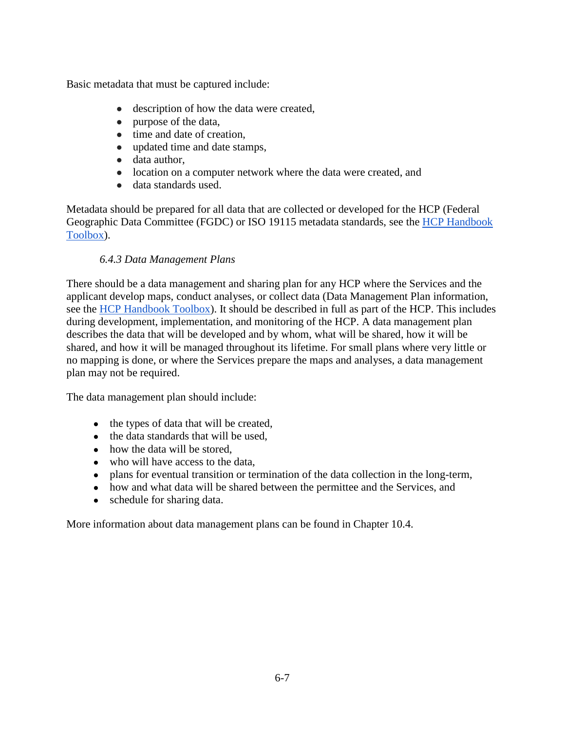Basic metadata that must be captured include:

- description of how the data were created,
- purpose of the data,
- time and date of creation,
- updated time and date stamps,
- data author,
- location on a computer network where the data were created, and
- data standards used.

Metadata should be prepared for all data that are collected or developed for the HCP (Federal Geographic Data Committee (FGDC) or ISO 19115 metadata standards, see the HCP Handbook Toolbox).

### *6.4.3 Data Management Plans*

There should be a data management and sharing plan for any HCP where the Services and the applicant develop maps, conduct analyses, or collect data (Data Management Plan information, see the HCP Handbook Toolbox). It should be described in full as part of the HCP. This includes during development, implementation, and monitoring of the HCP. A data management plan describes the data that will be developed and by whom, what will be shared, how it will be shared, and how it will be managed throughout its lifetime. For small plans where very little or no mapping is done, or where the Services prepare the maps and analyses, a data management plan may not be required.

The data management plan should include:

- the types of data that will be created,
- the data standards that will be used,
- how the data will be stored,
- who will have access to the data,
- plans for eventual transition or termination of the data collection in the long-term,
- how and what data will be shared between the permittee and the Services, and
- schedule for sharing data.

More information about data management plans can be found in Chapter 10.4.